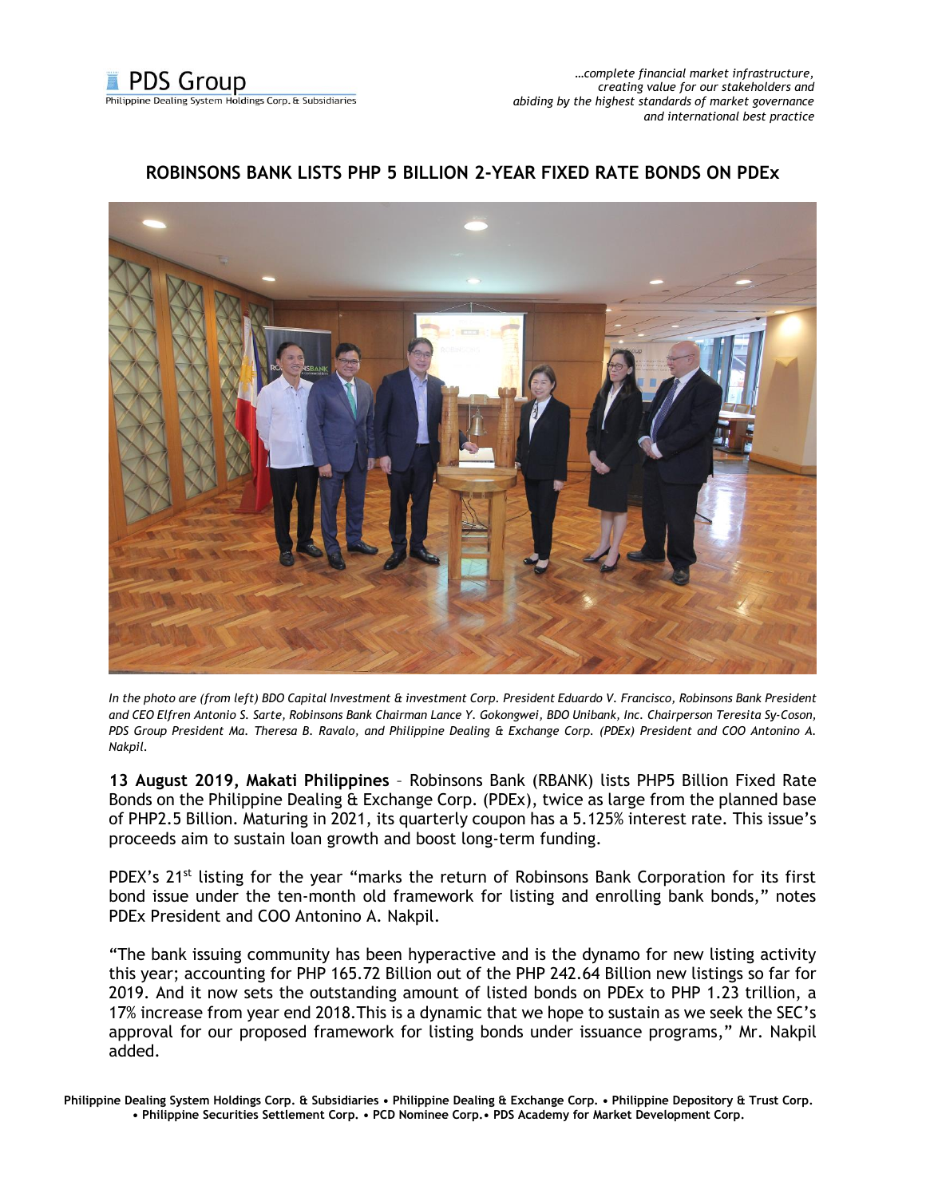# ROBINSONS BANK LISTS PHP 5 BILLION 2-YEAR FIXED RATE BONDS ON PDEx

*In the photo are (from left) BDO Capital Investment & investment Corp. President Eduardo V. Francisco, Robinsons Bank President and CEO Elfren Antonio S. Sarte, Robinsons Bank Chairman Lance Y. Gokongwei, BDO Unibank, Inc. Chairperson Teresita Sy-Coson, PDS Group President Ma. Theresa B. Ravalo, and Philippine Dealing & Exchange Corp. (PDEx) President and COO Antonino A. Nakpil.*

**13 August 2019, Makati Philippines** – Robinsons Bank (RBANK) lists PHP5 Billion Fixed Rate Bonds on the Philippine Dealing & Exchange Corp. (PDEx), twice as large from the planned base of PHP2.5 Billion. Maturing in 2021, its quarterly coupon has a 5.125% interest rate. This issue's proceeds aim to sustain loan growth and boost long-term funding.

PDEX's 21st listing for the year "marks the return of Robinsons Bank Corporation for its first bond issue under the ten-month old framework for listing and enrolling bank bonds," notes PDEx President and COO Antonino A. Nakpil.

"The bank issuing community has been hyperactive and is the dynamo for new listing activity this year; accounting for PHP 165.72 Billion out of the PHP 242.64 Billion new listings so far for 2019. And it now sets the outstanding amount of listed bonds on PDEx to PHP 1.23 trillion, a 17% increase from year end 2018.This is a dynamic that we hope to sustain as we seek the SEC's approval for our proposed framework for listing bonds under issuance programs," Mr. Nakpil added.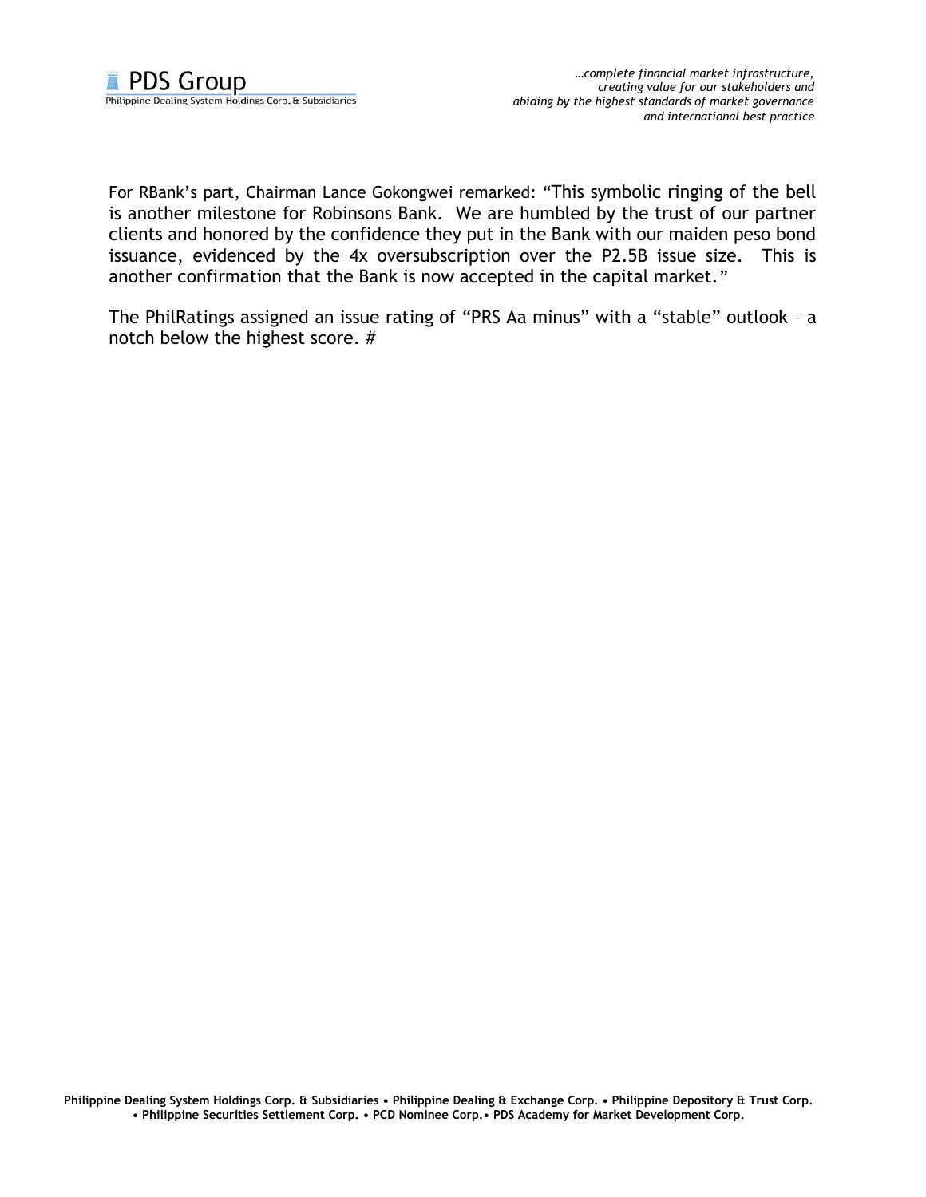For RBank's part, Chairman Lance Gokongwei remarked: "This symbolic ringing of the bell is another milestone for Robinsons Bank. We are humbled by the trust of our partner clients and honored by the confidence they put in the Bank with our maiden peso bond issuance, evidenced by the 4x oversubscription over the P2.5B issue size. This is another confirmation that the Bank is now accepted in the capital market."

The PhilRatings assigned an issue rating of "PRS Aa minus" with a "stable" outlook – a notch below the highest score. #